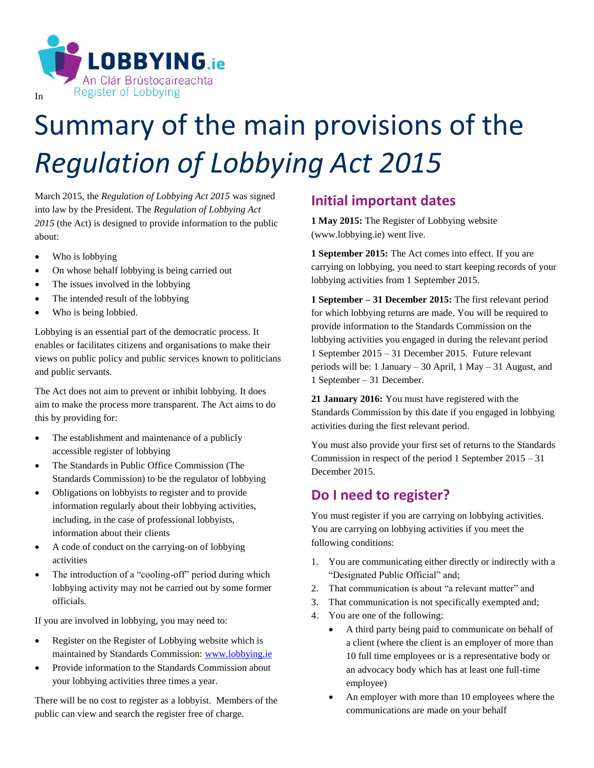LOBBYING.ie

An Clár Brústocaireachta

Register of Lobbying

# Summary of the main provisions of the *Regulation of Lobbying Act 2015*

In March 2015, the *Regulation of Lobbying Act 2015* was signed into law by the President. The *Regulation of Lobbying Act 2015* (the Act) is designed to provide information to the public about:

- Who is lobbying
- On whose behalf lobbying is being carried out
- The issues involved in the lobbying
- The intended result of the lobbying
- Who is being lobbied.

Lobbying is an essential part of the democratic process. It enables or facilitates citizens and organisations to make their views on public policy and public services known to politicians and public servants.

The Act does not aim to prevent or inhibit lobbying. It does aim to make the process more transparent. The Act aims to do this by providing for:

- The establishment and maintenance of a publicly accessible register of lobbying
- The Standards in Public Office Commission (The Standards Commission) to be the regulator of lobbying
- Obligations on lobbyists to register and to provide information regularly about their lobbying activities, including, in the case of professional lobbyists, information about their clients
- A code of conduct on the carrying-on of lobbying activities
- The introduction of a "cooling-off" period during which lobbying activity may not be carried out by some former officials.

If you are involved in lobbying, you may need to:

- Register on the Register of Lobbying website which is maintained by Standards Commission: www.lobbying.ie
- Provide information to the Standards Commission about your lobbying activities three times a year.

There will be no cost to register as a lobbyist. Members of the public can view and search the register free of charge.

## Initial important dates

**1 May 2015:** The Register of Lobbying website (www.lobbying.ie) went live.

**1 September 2015:** The Act comes into effect. If you are carrying on lobbying, you need to start keeping records of your lobbying activities from 1 September 2015.

**1 September – 31 December 2015:** The first relevant period for which lobbying returns are made. You will be required to provide information to the Standards Commission on the lobbying activities you engaged in during the relevant period 1 September 2015 – 31 December 2015. Future relevant periods will be: 1 January – 30 April, 1 May – 31 August, and 1 September – 31 December.

**21 January 2016:** You must have registered with the Standards Commission by this date if you engaged in lobbying activities during the first relevant period.

You must also provide your first set of returns to the Standards Commission in respect of the period 1 September 2015 – 31 December 2015.

## Do I need to register?

You must register if you are carrying on lobbying activities. You are carrying on lobbying activities if you meet the following conditions:

1. You are communicating either directly or indirectly with a "Designated Public Official" and;
2. That communication is about "a relevant matter" and
3. That communication is not specifically exempted and;
4. You are one of the following:
    - A third party being paid to communicate on behalf of a client (where the client is an employer of more than 10 full time employees or is a representative body or an advocacy body which has at least one full-time employee)
    - An employer with more than 10 employees where the communications are made on your behalf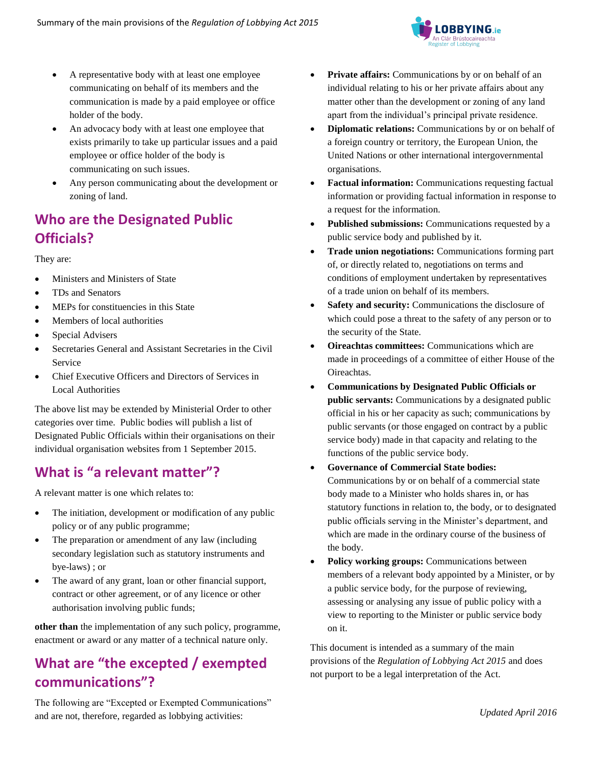- A representative body with at least one employee communicating on behalf of its members and the communication is made by a paid employee or office holder of the body.
- An advocacy body with at least one employee that exists primarily to take up particular issues and a paid employee or office holder of the body is communicating on such issues.
- Any person communicating about the development or zoning of land.

## Who are the Designated Public Officials?

They are:

- Ministers and Ministers of State
- TDs and Senators
- MEPs for constituencies in this State
- Members of local authorities
- Special Advisers
- Secretaries General and Assistant Secretaries in the Civil Service
- Chief Executive Officers and Directors of Services in Local Authorities

The above list may be extended by Ministerial Order to other categories over time. Public bodies will publish a list of Designated Public Officials within their organisations on their individual organisation websites from 1 September 2015.

## What is "a relevant matter"?

A relevant matter is one which relates to:

- The initiation, development or modification of any public policy or of any public programme;
- The preparation or amendment of any law (including secondary legislation such as statutory instruments and bye-laws) ; or
- The award of any grant, loan or other financial support, contract or other agreement, or of any licence or other authorisation involving public funds;

**other than** the implementation of any such policy, programme, enactment or award or any matter of a technical nature only.

## What are "the excepted / exempted communications"?

The following are "Excepted or Exempted Communications" and are not, therefore, regarded as lobbying activities:

- **Private affairs:** Communications by or on behalf of an individual relating to his or her private affairs about any matter other than the development or zoning of any land apart from the individual's principal private residence.
- **Diplomatic relations:** Communications by or on behalf of a foreign country or territory, the European Union, the United Nations or other international intergovernmental organisations.
- **Factual information:** Communications requesting factual information or providing factual information in response to a request for the information.
- **Published submissions:** Communications requested by a public service body and published by it.
- **Trade union negotiations:** Communications forming part of, or directly related to, negotiations on terms and conditions of employment undertaken by representatives of a trade union on behalf of its members.
- **Safety and security:** Communications the disclosure of which could pose a threat to the safety of any person or to the security of the State.
- **Oireachtas committees:** Communications which are made in proceedings of a committee of either House of the Oireachtas.
- **Communications by Designated Public Officials or public servants:** Communications by a designated public official in his or her capacity as such; communications by public servants (or those engaged on contract by a public service body) made in that capacity and relating to the functions of the public service body.
- **Governance of Commercial State bodies:** Communications by or on behalf of a commercial state body made to a Minister who holds shares in, or has statutory functions in relation to, the body, or to designated public officials serving in the Minister's department, and which are made in the ordinary course of the business of the body.
- **Policy working groups:** Communications between members of a relevant body appointed by a Minister, or by a public service body, for the purpose of reviewing, assessing or analysing any issue of public policy with a view to reporting to the Minister or public service body on it.

This document is intended as a summary of the main provisions of the *Regulation of Lobbying Act 2015* and does not purport to be a legal interpretation of the Act.

*Updated April 2016*